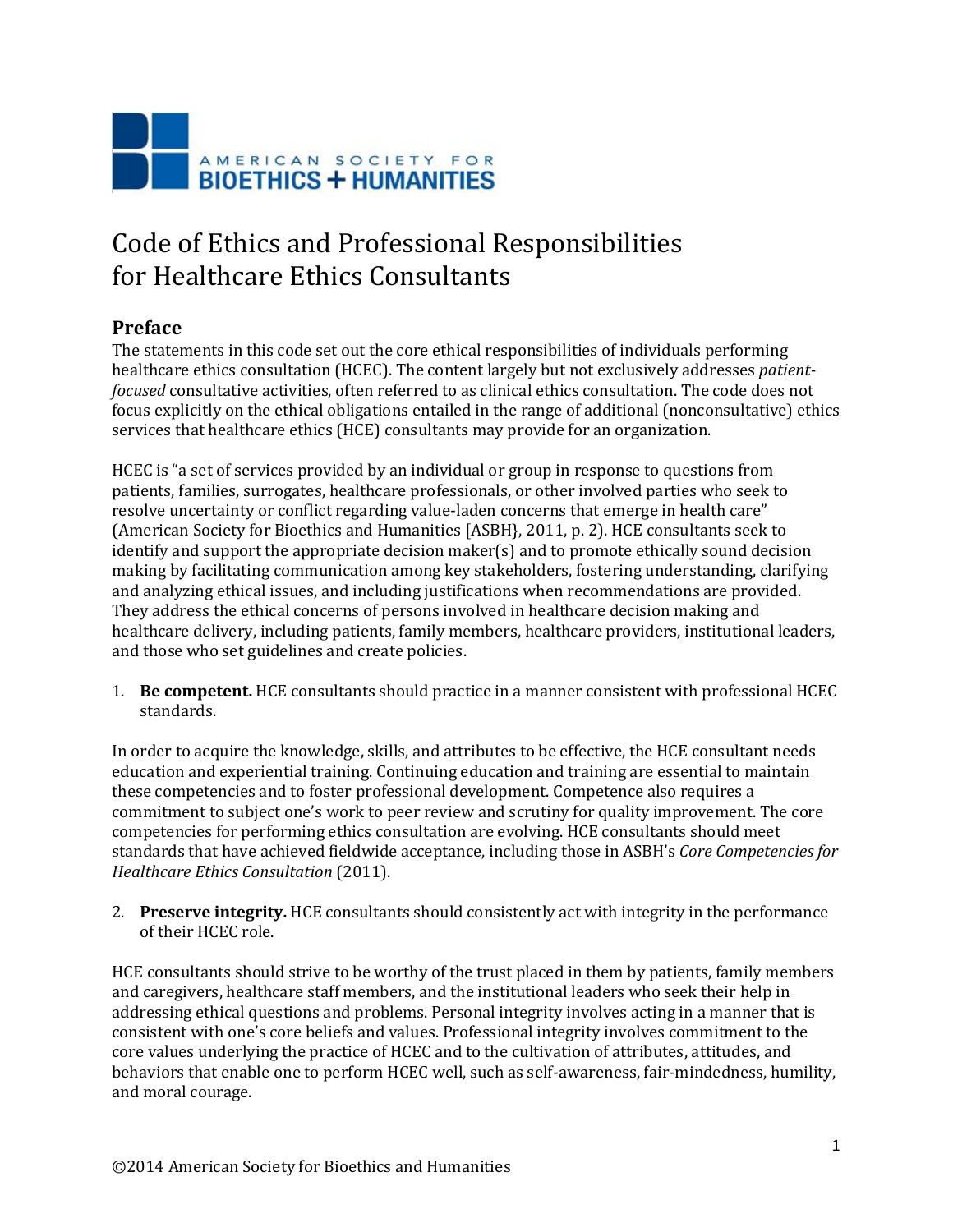AMERICAN SOCIETY FOR
BIOETHICS + HUMANITIES

# Code of Ethics and Professional Responsibilities for Healthcare Ethics Consultants

## Preface

The statements in this code set out the core ethical responsibilities of individuals performing healthcare ethics consultation (HCEC). The content largely but not exclusively addresses *patient-focused* consultative activities, often referred to as clinical ethics consultation. The code does not focus explicitly on the ethical obligations entailed in the range of additional (nonconsultative) ethics services that healthcare ethics (HCE) consultants may provide for an organization.

HCEC is "a set of services provided by an individual or group in response to questions from patients, families, surrogates, healthcare professionals, or other involved parties who seek to resolve uncertainty or conflict regarding value-laden concerns that emerge in health care" (American Society for Bioethics and Humanities [ASBH}, 2011, p. 2). HCE consultants seek to identify and support the appropriate decision maker(s) and to promote ethically sound decision making by facilitating communication among key stakeholders, fostering understanding, clarifying and analyzing ethical issues, and including justifications when recommendations are provided. They address the ethical concerns of persons involved in healthcare decision making and healthcare delivery, including patients, family members, healthcare providers, institutional leaders, and those who set guidelines and create policies.

1. **Be competent.** HCE consultants should practice in a manner consistent with professional HCEC standards.

In order to acquire the knowledge, skills, and attributes to be effective, the HCE consultant needs education and experiential training. Continuing education and training are essential to maintain these competencies and to foster professional development. Competence also requires a commitment to subject one's work to peer review and scrutiny for quality improvement. The core competencies for performing ethics consultation are evolving. HCE consultants should meet standards that have achieved fieldwide acceptance, including those in ASBH's *Core Competencies for Healthcare Ethics Consultation* (2011).

2. **Preserve integrity.** HCE consultants should consistently act with integrity in the performance of their HCEC role.

HCE consultants should strive to be worthy of the trust placed in them by patients, family members and caregivers, healthcare staff members, and the institutional leaders who seek their help in addressing ethical questions and problems. Personal integrity involves acting in a manner that is consistent with one's core beliefs and values. Professional integrity involves commitment to the core values underlying the practice of HCEC and to the cultivation of attributes, attitudes, and behaviors that enable one to perform HCEC well, such as self-awareness, fair-mindedness, humility, and moral courage.

©2014 American Society for Bioethics and Humanities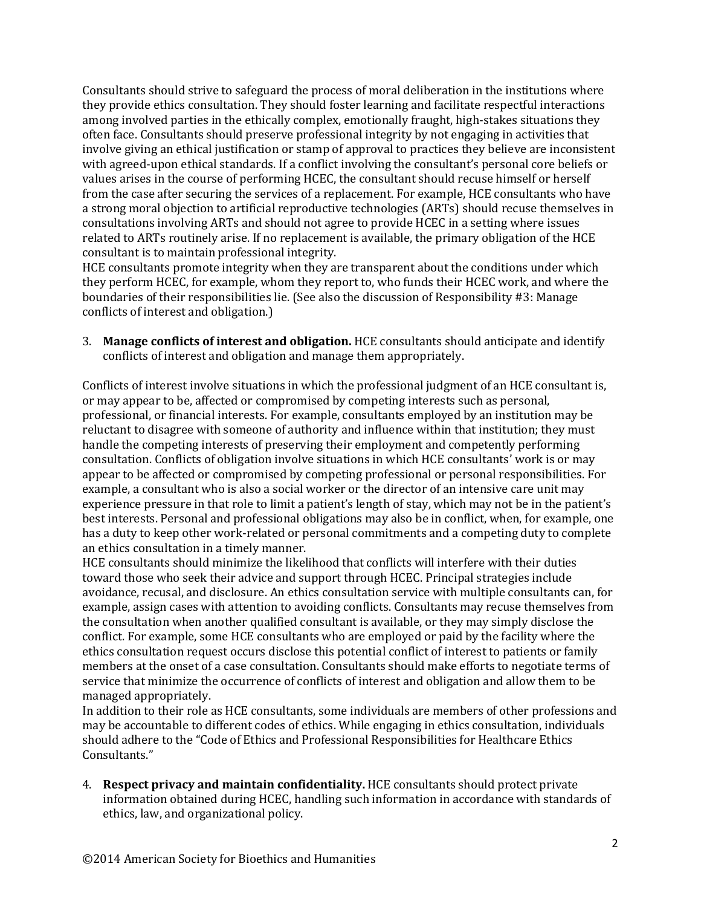Consultants should strive to safeguard the process of moral deliberation in the institutions where they provide ethics consultation. They should foster learning and facilitate respectful interactions among involved parties in the ethically complex, emotionally fraught, high-stakes situations they often face. Consultants should preserve professional integrity by not engaging in activities that involve giving an ethical justification or stamp of approval to practices they believe are inconsistent with agreed-upon ethical standards. If a conflict involving the consultant's personal core beliefs or values arises in the course of performing HCEC, the consultant should recuse himself or herself from the case after securing the services of a replacement. For example, HCE consultants who have a strong moral objection to artificial reproductive technologies (ARTs) should recuse themselves in consultations involving ARTs and should not agree to provide HCEC in a setting where issues related to ARTs routinely arise. If no replacement is available, the primary obligation of the HCE consultant is to maintain professional integrity.

HCE consultants promote integrity when they are transparent about the conditions under which they perform HCEC, for example, whom they report to, who funds their HCEC work, and where the boundaries of their responsibilities lie. (See also the discussion of Responsibility #3: Manage conflicts of interest and obligation.)

3. **Manage conflicts of interest and obligation.** HCE consultants should anticipate and identify conflicts of interest and obligation and manage them appropriately.

Conflicts of interest involve situations in which the professional judgment of an HCE consultant is, or may appear to be, affected or compromised by competing interests such as personal, professional, or financial interests. For example, consultants employed by an institution may be reluctant to disagree with someone of authority and influence within that institution; they must handle the competing interests of preserving their employment and competently performing consultation. Conflicts of obligation involve situations in which HCE consultants' work is or may appear to be affected or compromised by competing professional or personal responsibilities. For example, a consultant who is also a social worker or the director of an intensive care unit may experience pressure in that role to limit a patient's length of stay, which may not be in the patient's best interests. Personal and professional obligations may also be in conflict, when, for example, one has a duty to keep other work-related or personal commitments and a competing duty to complete an ethics consultation in a timely manner.

HCE consultants should minimize the likelihood that conflicts will interfere with their duties toward those who seek their advice and support through HCEC. Principal strategies include avoidance, recusal, and disclosure. An ethics consultation service with multiple consultants can, for example, assign cases with attention to avoiding conflicts. Consultants may recuse themselves from the consultation when another qualified consultant is available, or they may simply disclose the conflict. For example, some HCE consultants who are employed or paid by the facility where the ethics consultation request occurs disclose this potential conflict of interest to patients or family members at the onset of a case consultation. Consultants should make efforts to negotiate terms of service that minimize the occurrence of conflicts of interest and obligation and allow them to be managed appropriately.

In addition to their role as HCE consultants, some individuals are members of other professions and may be accountable to different codes of ethics. While engaging in ethics consultation, individuals should adhere to the "Code of Ethics and Professional Responsibilities for Healthcare Ethics Consultants."

4. **Respect privacy and maintain confidentiality.** HCE consultants should protect private information obtained during HCEC, handling such information in accordance with standards of ethics, law, and organizational policy.

©2014 American Society for Bioethics and Humanities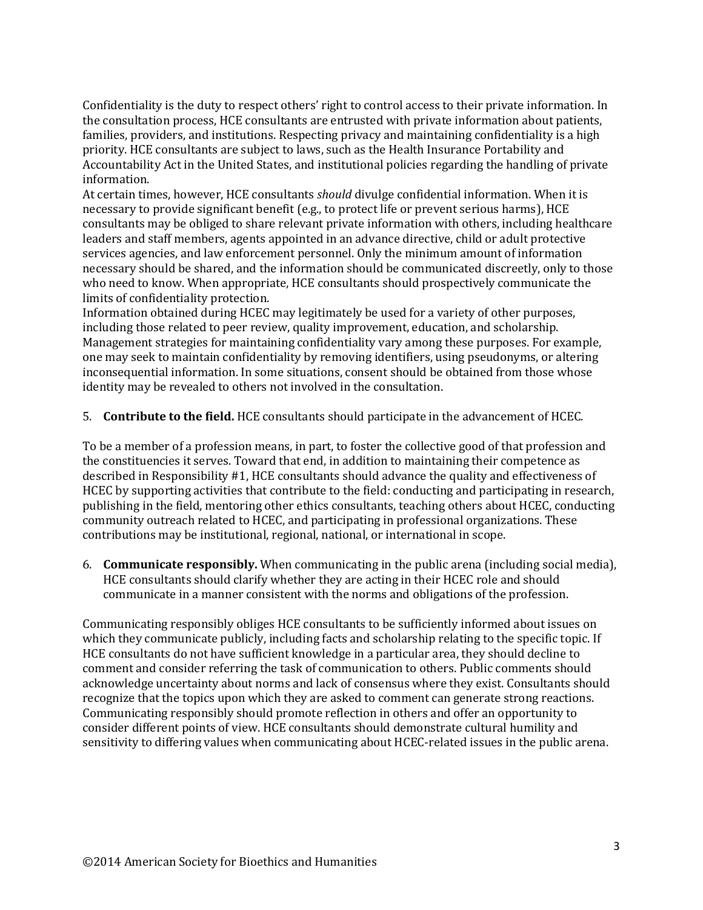Confidentiality is the duty to respect others' right to control access to their private information. In the consultation process, HCE consultants are entrusted with private information about patients, families, providers, and institutions. Respecting privacy and maintaining confidentiality is a high priority. HCE consultants are subject to laws, such as the Health Insurance Portability and Accountability Act in the United States, and institutional policies regarding the handling of private information.

At certain times, however, HCE consultants *should* divulge confidential information. When it is necessary to provide significant benefit (e.g., to protect life or prevent serious harms), HCE consultants may be obliged to share relevant private information with others, including healthcare leaders and staff members, agents appointed in an advance directive, child or adult protective services agencies, and law enforcement personnel. Only the minimum amount of information necessary should be shared, and the information should be communicated discreetly, only to those who need to know. When appropriate, HCE consultants should prospectively communicate the limits of confidentiality protection.

Information obtained during HCEC may legitimately be used for a variety of other purposes, including those related to peer review, quality improvement, education, and scholarship. Management strategies for maintaining confidentiality vary among these purposes. For example, one may seek to maintain confidentiality by removing identifiers, using pseudonyms, or altering inconsequential information. In some situations, consent should be obtained from those whose identity may be revealed to others not involved in the consultation.

5. **Contribute to the field.** HCE consultants should participate in the advancement of HCEC.

To be a member of a profession means, in part, to foster the collective good of that profession and the constituencies it serves. Toward that end, in addition to maintaining their competence as described in Responsibility #1, HCE consultants should advance the quality and effectiveness of HCEC by supporting activities that contribute to the field: conducting and participating in research, publishing in the field, mentoring other ethics consultants, teaching others about HCEC, conducting community outreach related to HCEC, and participating in professional organizations. These contributions may be institutional, regional, national, or international in scope.

6. **Communicate responsibly.** When communicating in the public arena (including social media), HCE consultants should clarify whether they are acting in their HCEC role and should communicate in a manner consistent with the norms and obligations of the profession.

Communicating responsibly obliges HCE consultants to be sufficiently informed about issues on which they communicate publicly, including facts and scholarship relating to the specific topic. If HCE consultants do not have sufficient knowledge in a particular area, they should decline to comment and consider referring the task of communication to others. Public comments should acknowledge uncertainty about norms and lack of consensus where they exist. Consultants should recognize that the topics upon which they are asked to comment can generate strong reactions. Communicating responsibly should promote reflection in others and offer an opportunity to consider different points of view. HCE consultants should demonstrate cultural humility and sensitivity to differing values when communicating about HCEC-related issues in the public arena.

©2014 American Society for Bioethics and Humanities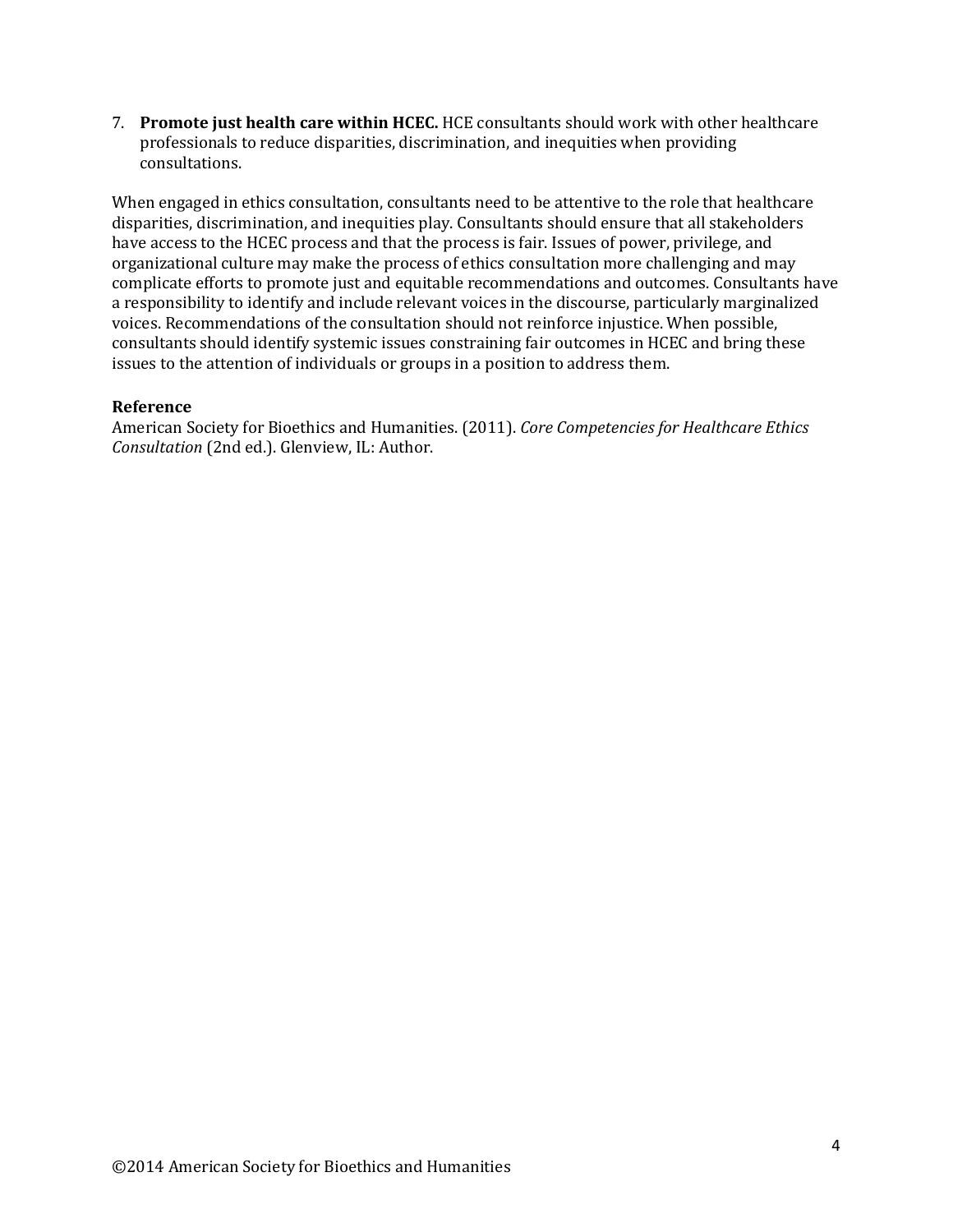7. **Promote just health care within HCEC.** HCE consultants should work with other healthcare professionals to reduce disparities, discrimination, and inequities when providing consultations.

When engaged in ethics consultation, consultants need to be attentive to the role that healthcare disparities, discrimination, and inequities play. Consultants should ensure that all stakeholders have access to the HCEC process and that the process is fair. Issues of power, privilege, and organizational culture may make the process of ethics consultation more challenging and may complicate efforts to promote just and equitable recommendations and outcomes. Consultants have a responsibility to identify and include relevant voices in the discourse, particularly marginalized voices. Recommendations of the consultation should not reinforce injustice. When possible, consultants should identify systemic issues constraining fair outcomes in HCEC and bring these issues to the attention of individuals or groups in a position to address them.

**Reference**

American Society for Bioethics and Humanities. (2011). *Core Competencies for Healthcare Ethics Consultation* (2nd ed.). Glenview, IL: Author.

©2014 American Society for Bioethics and Humanities